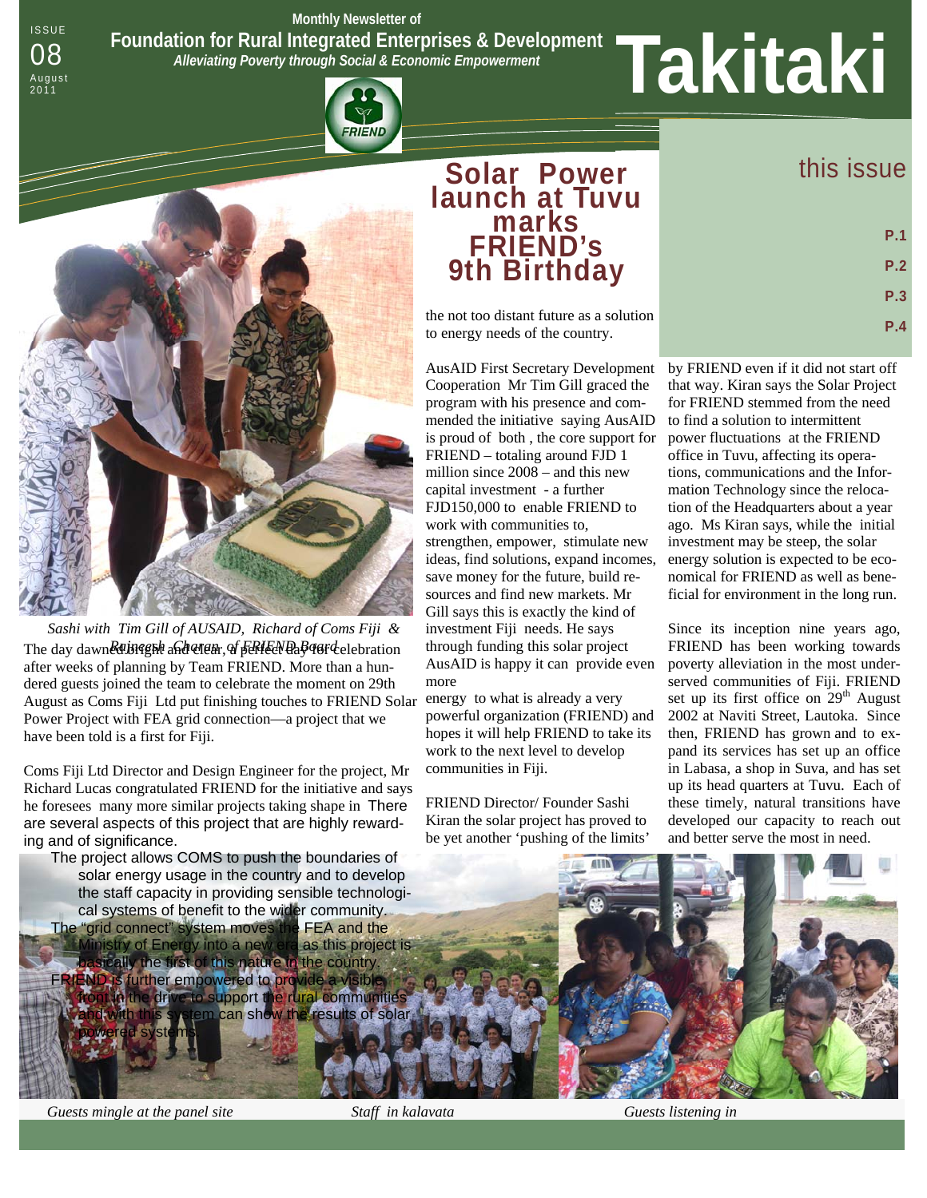ISSUE 08 August 2011

Monthly Newsletter of

**Foundation for Rural Integrated Enterprises & Development**

*Alleviating Poverty through Social & Economic Empowerment*

# Takitaki

## this issue

P.1

P.2

P.3

P.4

# Solar Power launch at Tuvu marks FRIEND's 9th Birthday

*Sashi with Tim Gill of AUSAID, Richard of Coms Fiji & Rajneesh Charan, of FRIEND Board*

The day dawned bright and clear, a perfect day for celebration after weeks of planning by Team FRIEND. More than a hundered guests joined the team to celebrate the moment on 29th August as Coms Fiji Ltd put finishing touches to FRIEND Solar Power Project with FEA grid connection—a project that we have been told is a first for Fiji.

Coms Fiji Ltd Director and Design Engineer for the project, Mr Richard Lucas congratulated FRIEND for the initiative and says he foresees many more similar projects taking shape in the not too distant future as a solution to energy needs of the country.

There are several aspects of this project that are highly rewarding and of significance.

- The project allows COMS to push the boundaries of solar energy usage in the country and to develop the staff capacity in providing sensible technological systems of benefit to the wider community.
- The "grid connect" system moves the FEA and the Ministry of Energy into a new era as this project is basically the first of this nature in the country.
- FRIEND is further empowered to provide a visible front in the drive to support the rural communities and with this system can show the results of solar powered systems.

AusAID First Secretary Development Cooperation Mr Tim Gill graced the program with his presence and commended the initiative saying AusAID is proud of both , the core support for FRIEND – totaling around FJD 1 million since 2008 – and this new capital investment - a further FJD150,000 to enable FRIEND to work with communities to, strengthen, empower, stimulate new ideas, find solutions, expand incomes, save money for the future, build resources and find new markets. Mr Gill says this is exactly the kind of investment Fiji needs. He says through funding this solar project AusAID is happy it can provide even more energy to what is already a very powerful organization (FRIEND) and hopes it will help FRIEND to take its work to the next level to develop communities in Fiji.

FRIEND Director/ Founder Sashi Kiran the solar project has proved to be yet another 'pushing of the limits' by FRIEND even if it did not start off that way. Kiran says the Solar Project for FRIEND stemmed from the need to find a solution to intermittent power fluctuations at the FRIEND office in Tuvu, affecting its operations, communications and the Information Technology since the relocation of the Headquarters about a year ago. Ms Kiran says, while the initial investment may be steep, the solar energy solution is expected to be economical for FRIEND as well as beneficial for environment in the long run.

Since its inception nine years ago, FRIEND has been working towards poverty alleviation in the most underserved communities of Fiji. FRIEND set up its first office on 29[th] August 2002 at Naviti Street, Lautoka. Since then, FRIEND has grown and to expand its services has set up an office in Labasa, a shop in Suva, and has set up its head quarters at Tuvu. Each of these timely, natural transitions have developed our capacity to reach out and better serve the most in need.

*Guests mingle at the panel site*

*Staff in kalavata*

*Guests listening in*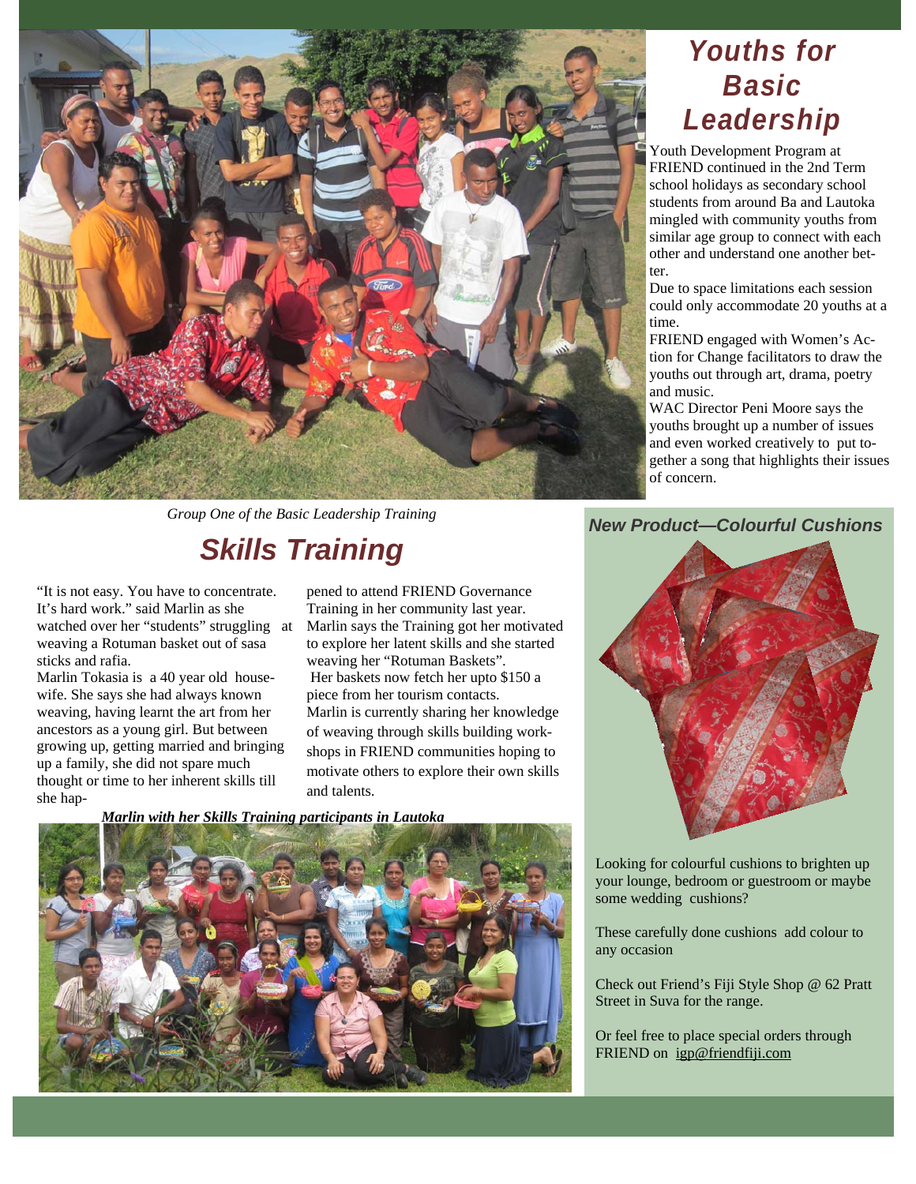Group One of the Basic Leadership Training

# Youths for Basic Leadership

Youth Development Program at FRIEND continued in the 2nd Term school holidays as secondary school students from around Ba and Lautoka mingled with community youths from similar age group to connect with each other and understand one another better.

Due to space limitations each session could only accommodate 20 youths at a time.

FRIEND engaged with Women's Action for Change facilitators to draw the youths out through art, drama, poetry and music.

WAC Director Peni Moore says the youths brought up a number of issues and even worked creatively to put together a song that highlights their issues of concern.

# Skills Training

"It is not easy. You have to concentrate. It's hard work." said Marlin as she watched over her "students" struggling at weaving a Rotuman basket out of sasa sticks and rafia.

Marlin Tokasia is a 40 year old housewife. She says she had always known weaving, having learnt the art from her ancestors as a young girl. But between growing up, getting married and bringing up a family, she did not spare much thought or time to her inherent skills till she happened to attend FRIEND Governance Training in her community last year.

Marlin says the Training got her motivated to explore her latent skills and she started weaving her "Rotuman Baskets".

Her baskets now fetch her upto $150 a piece from her tourism contacts.

Marlin is currently sharing her knowledge of weaving through skills building workshops in FRIEND communities hoping to motivate others to explore their own skills and talents.

***Marlin with her Skills Training participants in Lautoka***

### *New Product—Colourful Cushions*

Looking for colourful cushions to brighten up your lounge, bedroom or guestroom or maybe some wedding cushions?

These carefully done cushions add colour to any occasion

Check out Friend's Fiji Style Shop @ 62 Pratt Street in Suva for the range.

Or feel free to place special orders through FRIEND on igp@friendfiji.com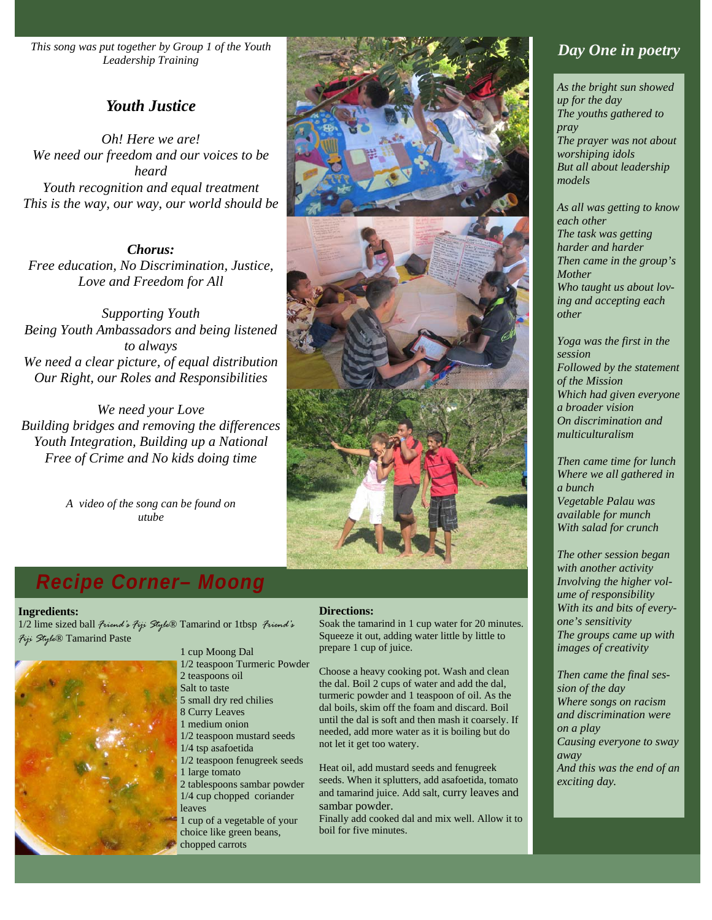*This song was put together by Group 1 of the Youth Leadership Training*

### *Youth Justice*

*Oh! Here we are!*
*We need our freedom and our voices to be heard*
*Youth recognition and equal treatment*
*This is the way, our way, our world should be*

***Chorus:***
*Free education, No Discrimination, Justice, Love and Freedom for All*

*Supporting Youth*
*Being Youth Ambassadors and being listened to always*
*We need a clear picture, of equal distribution*
*Our Right, our Roles and Responsibilities*

*We need your Love*
*Building bridges and removing the differences*
*Youth Integration, Building up a National*
*Free of Crime and No kids doing time*

*A video of the song can be found on utube*

## *Recipe Corner– Moong*

**Ingredients:**

1/2 lime sized ball *Friend's Fiji Style*® Tamarind or 1tbsp *Friend's Fiji Style*® Tamarind Paste
1 cup Moong Dal
1/2 teaspoon Turmeric Powder
2 teaspoons oil
Salt to taste
5 small dry red chilies
8 Curry Leaves
1 medium onion
1/2 teaspoon mustard seeds
1/4 tsp asafoetida
1/2 teaspoon fenugreek seeds
1 large tomato
2 tablespoons sambar powder
1/4 cup chopped coriander leaves
1 cup of a vegetable of your choice like green beans, chopped carrots

**Directions:**

Soak the tamarind in 1 cup water for 20 minutes. Squeeze it out, adding water little by little to prepare 1 cup of juice.

Choose a heavy cooking pot. Wash and clean the dal. Boil 2 cups of water and add the dal, turmeric powder and 1 teaspoon of oil. As the dal boils, skim off the foam and discard. Boil until the dal is soft and then mash it coarsely. If needed, add more water as it is boiling but do not let it get too watery.

Heat oil, add mustard seeds and fenugreek seeds. When it splutters, add asafoetida, tomato and tamarind juice. Add salt, curry leaves and sambar powder.
Finally add cooked dal and mix well. Allow it to boil for five minutes.

## *Day One in poetry*

*As the bright sun showed up for the day*
*The youths gathered to pray*
*The prayer was not about worshiping idols*
*But all about leadership models*

*As all was getting to know each other*
*The task was getting harder and harder*
*Then came in the group's Mother*
*Who taught us about loving and accepting each other*

*Yoga was the first in the session*
*Followed by the statement of the Mission*
*Which had given everyone a broader vision*
*On discrimination and multiculturalism*

*Then came time for lunch*
*Where we all gathered in a bunch*
*Vegetable Palau was available for munch*
*With salad for crunch*

*The other session began with another activity*
*Involving the higher volume of responsibility*
*With its and bits of everyone's sensitivity*
*The groups came up with images of creativity*

*Then came the final session of the day*
*Where songs on racism and discrimination were on a play*
*Causing everyone to sway away*
*And this was the end of an exciting day.*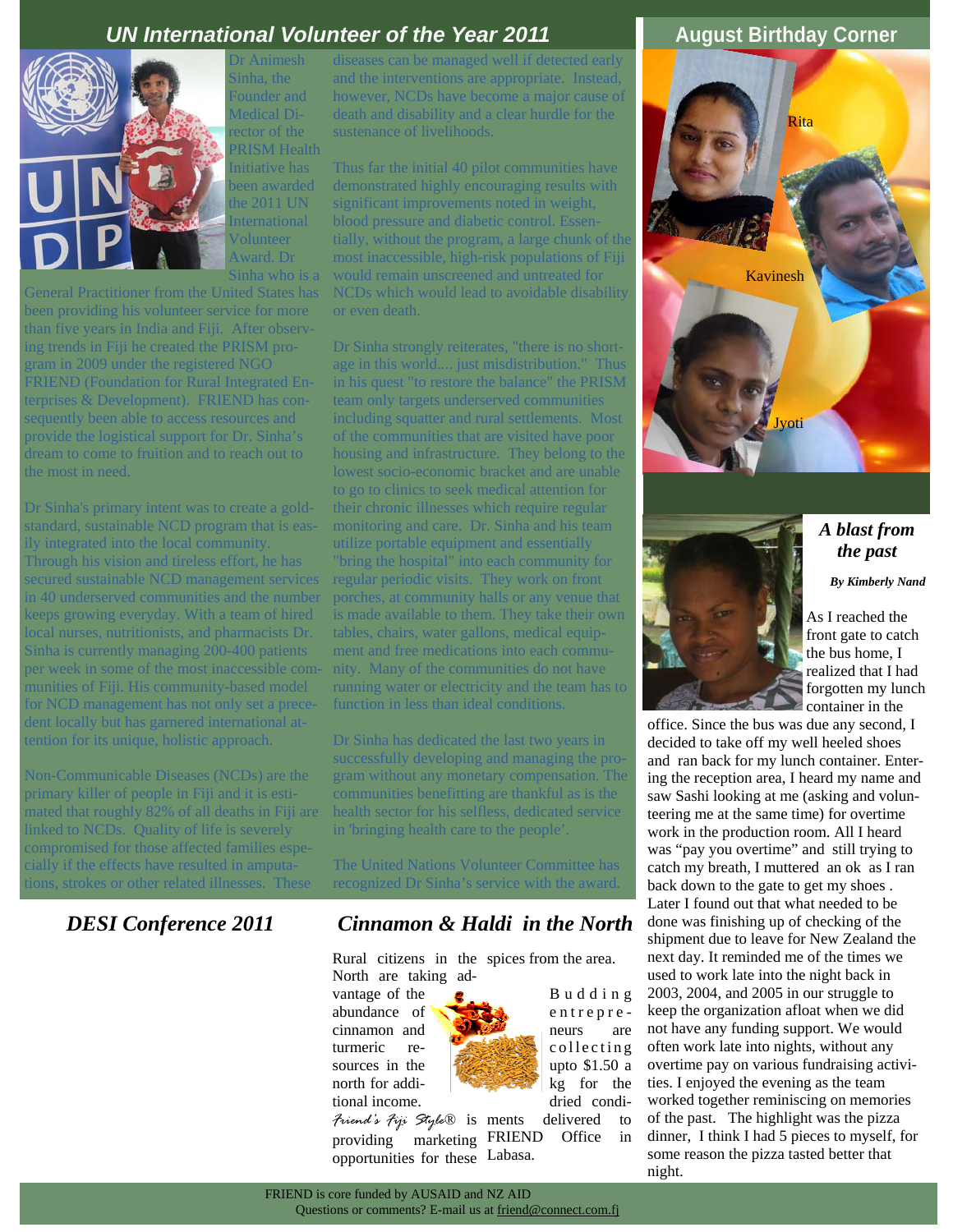## UN International Volunteer of the Year 2011

Dr Animesh Sinha, the Founder and Medical Director of the PRISM Health Initiative has been awarded the 2011 UN International Volunteer Award. Dr Sinha who is a General Practitioner from the United States has been providing his volunteer service for more than five years in India and Fiji. After observing trends in Fiji he created the PRISM program in 2009 under the registered NGO FRIEND (Foundation for Rural Integrated Enterprises & Development). FRIEND has consequently been able to access resources and provide the logistical support for Dr. Sinha's dream to come to fruition and to reach out to the most in need.

Dr Sinha's primary intent was to create a gold-standard, sustainable NCD program that is easily integrated into the local community. Through his vision and tireless effort, he has secured sustainable NCD management services in 40 underserved communities and the number keeps growing everyday. With a team of hired local nurses, nutritionists, and pharmacists Dr. Sinha is currently managing 200-400 patients per week in some of the most inaccessible communities of Fiji. His community-based model for NCD management has not only set a precedent locally but has garnered international attention for its unique, holistic approach.

Non-Communicable Diseases (NCDs) are the primary killer of people in Fiji and it is estimated that roughly 82% of all deaths in Fiji are linked to NCDs. Quality of life is severely compromised for those affected families especially if the effects have resulted in amputations, strokes or other related illnesses. These diseases can be managed well if detected early and the interventions are appropriate. Instead, however, NCDs have become a major cause of death and disability and a clear hurdle for the sustenance of livelihoods.

Thus far the initial 40 pilot communities have demonstrated highly encouraging results with significant improvements noted in weight, blood pressure and diabetic control. Essentially, without the program, a large chunk of the most inaccessible, high-risk populations of Fiji would remain unscreened and untreated for NCDs which would lead to avoidable disability or even death.

Dr Sinha strongly reiterates, "there is no shortage in this world.... just misdistribution." Thus in his quest "to restore the balance" the PRISM team only targets underserved communities including squatter and rural settlements. Most of the communities that are visited have poor housing and infrastructure. They belong to the lowest socio-economic bracket and are unable to go to clinics to seek medical attention for their chronic illnesses which require regular monitoring and care. Dr. Sinha and his team utilize portable equipment and essentially "bring the hospital" into each community for regular periodic visits. They work on front porches, at community halls or any venue that is made available to them. They take their own tables, chairs, water gallons, medical equipment and free medications into each community. Many of the communities do not have running water or electricity and the team has to function in less than ideal conditions.

Dr Sinha has dedicated the last two years in successfully developing and managing the program without any monetary compensation. The communities benefitting are thankful as is the health sector for his selfless, dedicated service in 'bringing health care to the people'.

The United Nations Volunteer Committee has recognized Dr Sinha's service with the award.

## August Birthday Corner

Rita

Kavinesh

Jyoti

## *A blast from the past*

***By Kimberly Nand***

As I reached the front gate to catch the bus home, I realized that I had forgotten my lunch container in the office. Since the bus was due any second, I decided to take off my well heeled shoes and ran back for my lunch container. Entering the reception area, I heard my name and saw Sashi looking at me (asking and volunteering me at the same time) for overtime work in the production room. All I heard was "pay you overtime" and still trying to catch my breath, I muttered an ok as I ran back down to the gate to get my shoes. Later I found out that what needed to be done was finishing up of checking of the shipment due to leave for New Zealand the next day. It reminded me of the times we used to work late into the night back in 2003, 2004, and 2005 in our struggle to keep the organization afloat when we did not have any funding support. We would often work late into nights, without any overtime pay on various fundraising activities. I enjoyed the evening as the team worked together reminiscing on memories of the past. The highlight was the pizza dinner, I think I had 5 pieces to myself, for some reason the pizza tasted better that night.

## *DESI Conference 2011*

## *Cinnamon & Haldi in the North*

Rural citizens in the North are taking advantage of the abundance of cinnamon and turmeric resources in the north for additional income. *Friend's Fiji Style*® is providing marketing opportunities for these spices from the area. Budding entrepreneurs are collecting upto $1.50 a kg for the dried condiments delivered to FRIEND Office in Labasa.

FRIEND is core funded by AUSAID and NZ AID
Questions or comments? E-mail us at friend@connect.com.fj